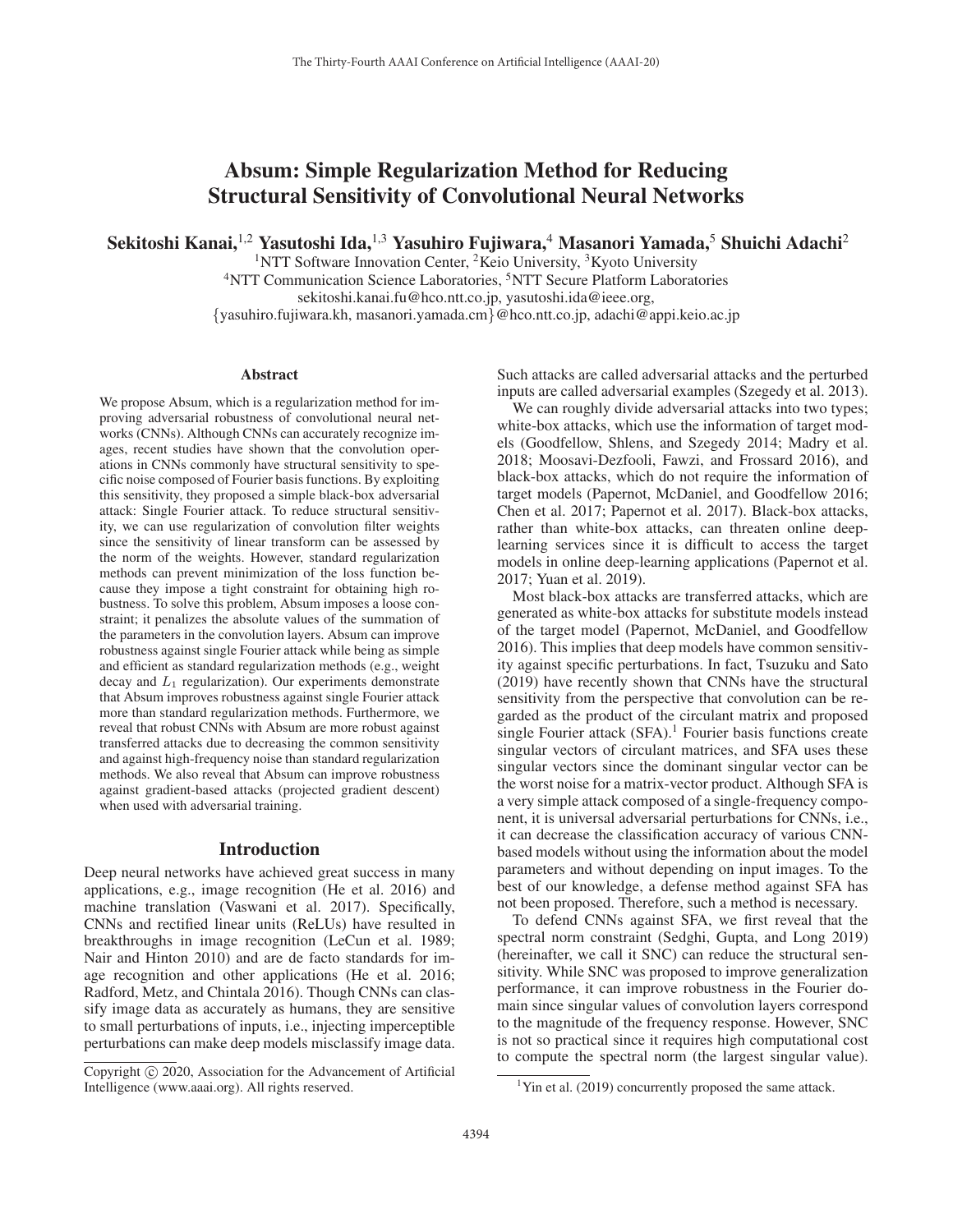# Absum: Simple Regularization Method for Reducing Structural Sensitivity of Convolutional Neural Networks

**Sekitoshi Kanai,**[1,2] **Yasutoshi Ida,**[1,3] **Yasuhiro Fujiwara,**[4] **Masanori Yamada,**[5] **Shuichi Adachi**[2]

[1]NTT Software Innovation Center, [2]Keio University, [3]Kyoto University
[4]NTT Communication Science Laboratories, [5]NTT Secure Platform Laboratories
sekitoshi.kanai.fu@hco.ntt.co.jp, yasutoshi.ida@ieee.org,
{yasuhiro.fujiwara.kh, masanori.yamada.cm}@hco.ntt.co.jp, adachi@appi.keio.ac.jp

## Abstract

We propose Absum, which is a regularization method for improving adversarial robustness of convolutional neural networks (CNNs). Although CNNs can accurately recognize images, recent studies have shown that the convolution operations in CNNs commonly have structural sensitivity to specific noise composed of Fourier basis functions. By exploiting this sensitivity, they proposed a simple black-box adversarial attack: Single Fourier attack. To reduce structural sensitivity, we can use regularization of convolution filter weights since the sensitivity of linear transform can be assessed by the norm of the weights. However, standard regularization methods can prevent minimization of the loss function because they impose a tight constraint for obtaining high robustness. To solve this problem, Absum imposes a loose constraint; it penalizes the absolute values of the summation of the parameters in the convolution layers. Absum can improve robustness against single Fourier attack while being as simple and efficient as standard regularization methods (e.g., weight decay and $L_1$ regularization). Our experiments demonstrate that Absum improves robustness against single Fourier attack more than standard regularization methods. Furthermore, we reveal that robust CNNs with Absum are more robust against transferred attacks due to decreasing the common sensitivity and against high-frequency noise than standard regularization methods. We also reveal that Absum can improve robustness against gradient-based attacks (projected gradient descent) when used with adversarial training.

## Introduction

Deep neural networks have achieved great success in many applications, e.g., image recognition (He et al. 2016) and machine translation (Vaswani et al. 2017). Specifically, CNNs and rectified linear units (ReLUs) have resulted in breakthroughs in image recognition (LeCun et al. 1989; Nair and Hinton 2010) and are de facto standards for image recognition and other applications (He et al. 2016; Radford, Metz, and Chintala 2016). Though CNNs can classify image data as accurately as humans, they are sensitive to small perturbations of inputs, i.e., injecting imperceptible perturbations can make deep models misclassify image data. Such attacks are called adversarial attacks and the perturbed inputs are called adversarial examples (Szegedy et al. 2013).

We can roughly divide adversarial attacks into two types; white-box attacks, which use the information of target models (Goodfellow, Shlens, and Szegedy 2014; Madry et al. 2018; Moosavi-Dezfooli, Fawzi, and Frossard 2016), and black-box attacks, which do not require the information of target models (Papernot, McDaniel, and Goodfellow 2016; Chen et al. 2017; Papernot et al. 2017). Black-box attacks, rather than white-box attacks, can threaten online deep-learning services since it is difficult to access the target models in online deep-learning applications (Papernot et al. 2017; Yuan et al. 2019).

Most black-box attacks are transferred attacks, which are generated as white-box attacks for substitute models instead of the target model (Papernot, McDaniel, and Goodfellow 2016). This implies that deep models have common sensitivity against specific perturbations. In fact, Tsuzuku and Sato (2019) have recently shown that CNNs have the structural sensitivity from the perspective that convolution can be regarded as the product of the circulant matrix and proposed single Fourier attack (SFA).[1] Fourier basis functions create singular vectors of circulant matrices, and SFA uses these singular vectors since the dominant singular vector can be the worst noise for a matrix-vector product. Although SFA is a very simple attack composed of a single-frequency component, it is universal adversarial perturbations for CNNs, i.e., it can decrease the classification accuracy of various CNN-based models without using the information about the model parameters and without depending on input images. To the best of our knowledge, a defense method against SFA has not been proposed. Therefore, such a method is necessary.

To defend CNNs against SFA, we first reveal that the spectral norm constraint (Sedghi, Gupta, and Long 2019) (hereinafter, we call it SNC) can reduce the structural sensitivity. While SNC was proposed to improve generalization performance, it can improve robustness in the Fourier domain since singular values of convolution layers correspond to the magnitude of the frequency response. However, SNC is not so practical since it requires high computational cost to compute the spectral norm (the largest singular value).

[1]Yin et al. (2019) concurrently proposed the same attack.

Copyright © 2020, Association for the Advancement of Artificial Intelligence (www.aaai.org). All rights reserved.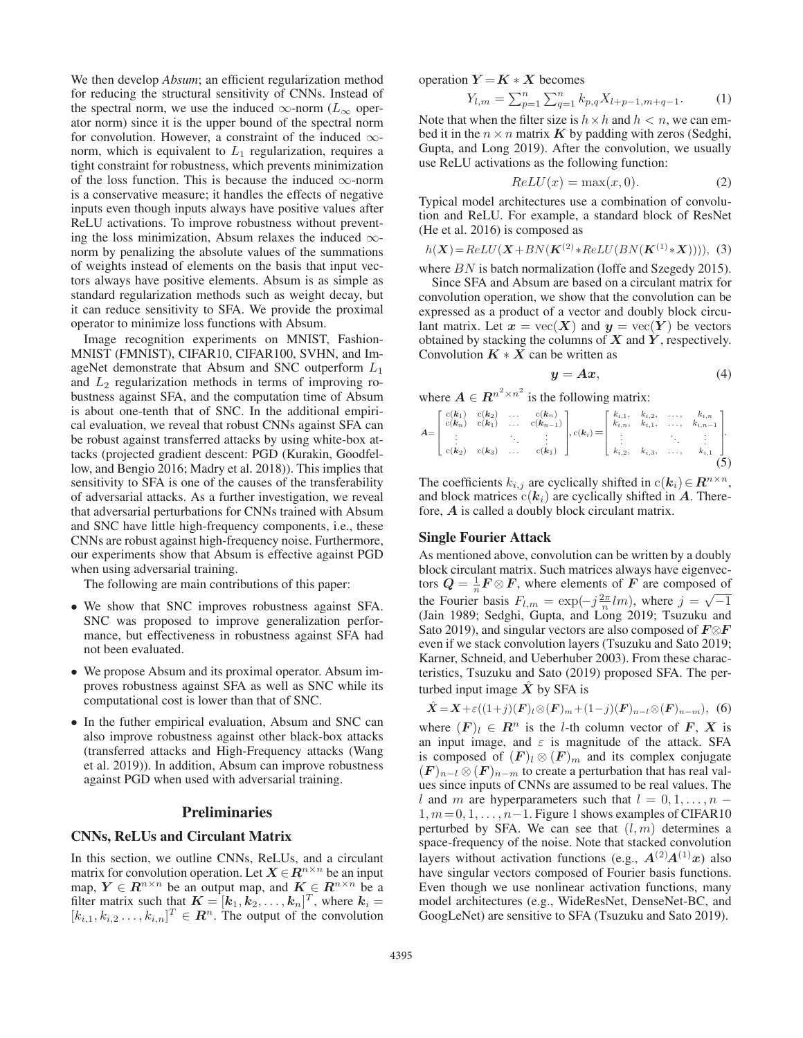We then develop *Absum*; an efficient regularization method for reducing the structural sensitivity of CNNs. Instead of the spectral norm, we use the induced $\infty$-norm ($L_\infty$ operator norm) since it is the upper bound of the spectral norm for convolution. However, a constraint of the induced $\infty$-norm, which is equivalent to $L_1$ regularization, requires a tight constraint for robustness, which prevents minimization of the loss function. This is because the induced $\infty$-norm is a conservative measure; it handles the effects of negative inputs even though inputs always have positive values after ReLU activations. To improve robustness without preventing the loss minimization, Absum relaxes the induced $\infty$-norm by penalizing the absolute values of the summations of weights instead of elements on the basis that input vectors always have positive elements. Absum is as simple as standard regularization methods such as weight decay, but it can reduce sensitivity to SFA. We provide the proximal operator to minimize loss functions with Absum.

Image recognition experiments on MNIST, Fashion-MNIST (FMNIST), CIFAR10, CIFAR100, SVHN, and ImageNet demonstrate that Absum and SNC outperform $L_1$ and $L_2$ regularization methods in terms of improving robustness against SFA, and the computation time of Absum is about one-tenth that of SNC. In the additional empirical evaluation, we reveal that robust CNNs against SFA can be robust against transferred attacks by using white-box attacks (projected gradient descent: PGD (Kurakin, Goodfellow, and Bengio 2016; Madry et al. 2018)). This implies that sensitivity to SFA is one of the causes of the transferability of adversarial attacks. As a further investigation, we reveal that adversarial perturbations for CNNs trained with Absum and SNC have little high-frequency components, i.e., these CNNs are robust against high-frequency noise. Furthermore, our experiments show that Absum is effective against PGD when using adversarial training.

The following are main contributions of this paper:

- We show that SNC improves robustness against SFA. SNC was proposed to improve generalization performance, but effectiveness in robustness against SFA had not been evaluated.
- We propose Absum and its proximal operator. Absum improves robustness against SFA as well as SNC while its computational cost is lower than that of SNC.
- In the futher empirical evaluation, Absum and SNC can also improve robustness against other black-box attacks (transferred attacks and High-Frequency attacks (Wang et al. 2019)). In addition, Absum can improve robustness against PGD when used with adversarial training.

## Preliminaries

### CNNs, ReLUs and Circulant Matrix

In this section, we outline CNNs, ReLUs, and a circulant matrix for convolution operation. Let $\boldsymbol{X} \in \boldsymbol{R}^{n\times n}$ be an input map, $\boldsymbol{Y} \in \boldsymbol{R}^{n\times n}$ be an output map, and $\boldsymbol{K} \in \boldsymbol{R}^{n\times n}$ be a filter matrix such that $\boldsymbol{K} = [\boldsymbol{k}_1, \boldsymbol{k}_2, \ldots, \boldsymbol{k}_n]^T$, where $\boldsymbol{k}_i = [k_{i,1}, k_{i,2} \ldots, k_{i,n}]^T \in \boldsymbol{R}^n$. The output of the convolution operation $\boldsymbol{Y} = \boldsymbol{K} * \boldsymbol{X}$ becomes

$$Y_{l,m} = \textstyle\sum_{p=1}^{n}\sum_{q=1}^{n} k_{p,q} X_{l+p-1,m+q-1}. \tag{1}$$

Note that when the filter size is $h\times h$ and $h < n$, we can embed it in the $n \times n$ matrix $\boldsymbol{K}$ by padding with zeros (Sedghi, Gupta, and Long 2019). After the convolution, we usually use ReLU activations as the following function:

$$ReLU(x) = \max(x, 0). \tag{2}$$

Typical model architectures use a combination of convolution and ReLU. For example, a standard block of ResNet (He et al. 2016) is composed as

$$h(\boldsymbol{X}) = ReLU(\boldsymbol{X} + BN(\boldsymbol{K}^{(2)} * ReLU(BN(\boldsymbol{K}^{(1)} * \boldsymbol{X})))), \tag{3}$$

where $BN$ is batch normalization (Ioffe and Szegedy 2015).

Since SFA and Absum are based on a circulant matrix for convolution operation, we show that the convolution can be expressed as a product of a vector and doubly block circulant matrix. Let $\boldsymbol{x} = \mathrm{vec}(\boldsymbol{X})$ and $\boldsymbol{y} = \mathrm{vec}(\boldsymbol{Y})$ be vectors obtained by stacking the columns of $\boldsymbol{X}$ and $\boldsymbol{Y}$, respectively. Convolution $\boldsymbol{K} * \boldsymbol{X}$ can be written as

$$\boldsymbol{y} = \boldsymbol{A}\boldsymbol{x}, \tag{4}$$

where $\boldsymbol{A} \in \boldsymbol{R}^{n^2\times n^2}$ is the following matrix:

$$\boldsymbol{A} = \begin{bmatrix} \mathrm{c}(\boldsymbol{k}_1) & \mathrm{c}(\boldsymbol{k}_2) & \ldots & \mathrm{c}(\boldsymbol{k}_n) \\ \mathrm{c}(\boldsymbol{k}_n) & \mathrm{c}(\boldsymbol{k}_1) & \ldots & \mathrm{c}(\boldsymbol{k}_{n-1}) \\ \vdots & & \ddots & \vdots \\ \mathrm{c}(\boldsymbol{k}_2) & \mathrm{c}(\boldsymbol{k}_3) & \ldots & \mathrm{c}(\boldsymbol{k}_1) \end{bmatrix}, \mathrm{c}(\boldsymbol{k}_i) = \begin{bmatrix} k_{i,1}, & k_{i,2}, & \ldots, & k_{i,n} \\ k_{i,n}, & k_{i,1}, & \ldots, & k_{i,n-1} \\ \vdots & & \ddots & \vdots \\ k_{i,2}, & k_{i,3}, & \ldots, & k_{i,1} \end{bmatrix}. \tag{5}$$

The coefficients $k_{i,j}$ are cyclically shifted in $\mathrm{c}(\boldsymbol{k}_i) \in \boldsymbol{R}^{n\times n}$, and block matrices $\mathrm{c}(\boldsymbol{k}_i)$ are cyclically shifted in $\boldsymbol{A}$. Therefore, $\boldsymbol{A}$ is called a doubly block circulant matrix.

### Single Fourier Attack

As mentioned above, convolution can be written by a doubly block circulant matrix. Such matrices always have eigenvectors $\boldsymbol{Q} = \frac{1}{n}\boldsymbol{F} \otimes \boldsymbol{F}$, where elements of $\boldsymbol{F}$ are composed of the Fourier basis $F_{l,m} = \exp(-j\frac{2\pi}{n}lm)$, where $j = \sqrt{-1}$ (Jain 1989; Sedghi, Gupta, and Long 2019; Tsuzuku and Sato 2019), and singular vectors are also composed of $\boldsymbol{F}\otimes\boldsymbol{F}$ even if we stack convolution layers (Tsuzuku and Sato 2019; Karner, Schneid, and Ueberhuber 2003). From these characteristics, Tsuzuku and Sato (2019) proposed SFA. The perturbed input image $\hat{\boldsymbol{X}}$ by SFA is

$$\hat{\boldsymbol{X}} = \boldsymbol{X} + \varepsilon((1+j)(\boldsymbol{F})_l \otimes (\boldsymbol{F})_m + (1-j)(\boldsymbol{F})_{n-l} \otimes (\boldsymbol{F})_{n-m}), \tag{6}$$

where $(\boldsymbol{F})_l \in \boldsymbol{R}^n$ is the $l$-th column vector of $\boldsymbol{F}$, $\boldsymbol{X}$ is an input image, and $\varepsilon$ is magnitude of the attack. SFA is composed of $(\boldsymbol{F})_l \otimes (\boldsymbol{F})_m$ and its complex conjugate $(\boldsymbol{F})_{n-l} \otimes (\boldsymbol{F})_{n-m}$ to create a perturbation that has real values since inputs of CNNs are assumed to be real values. The $l$ and $m$ are hyperparameters such that $l = 0, 1, \ldots, n-1, m = 0, 1, \ldots, n-1$. Figure 1 shows examples of CIFAR10 perturbed by SFA. We can see that $(l, m)$ determines a space-frequency of the noise. Note that stacked convolution layers without activation functions (e.g., $\boldsymbol{A}^{(2)}\boldsymbol{A}^{(1)}\boldsymbol{x}$) also have singular vectors composed of Fourier basis functions. Even though we use nonlinear activation functions, many model architectures (e.g., WideResNet, DenseNet-BC, and GoogLeNet) are sensitive to SFA (Tsuzuku and Sato 2019).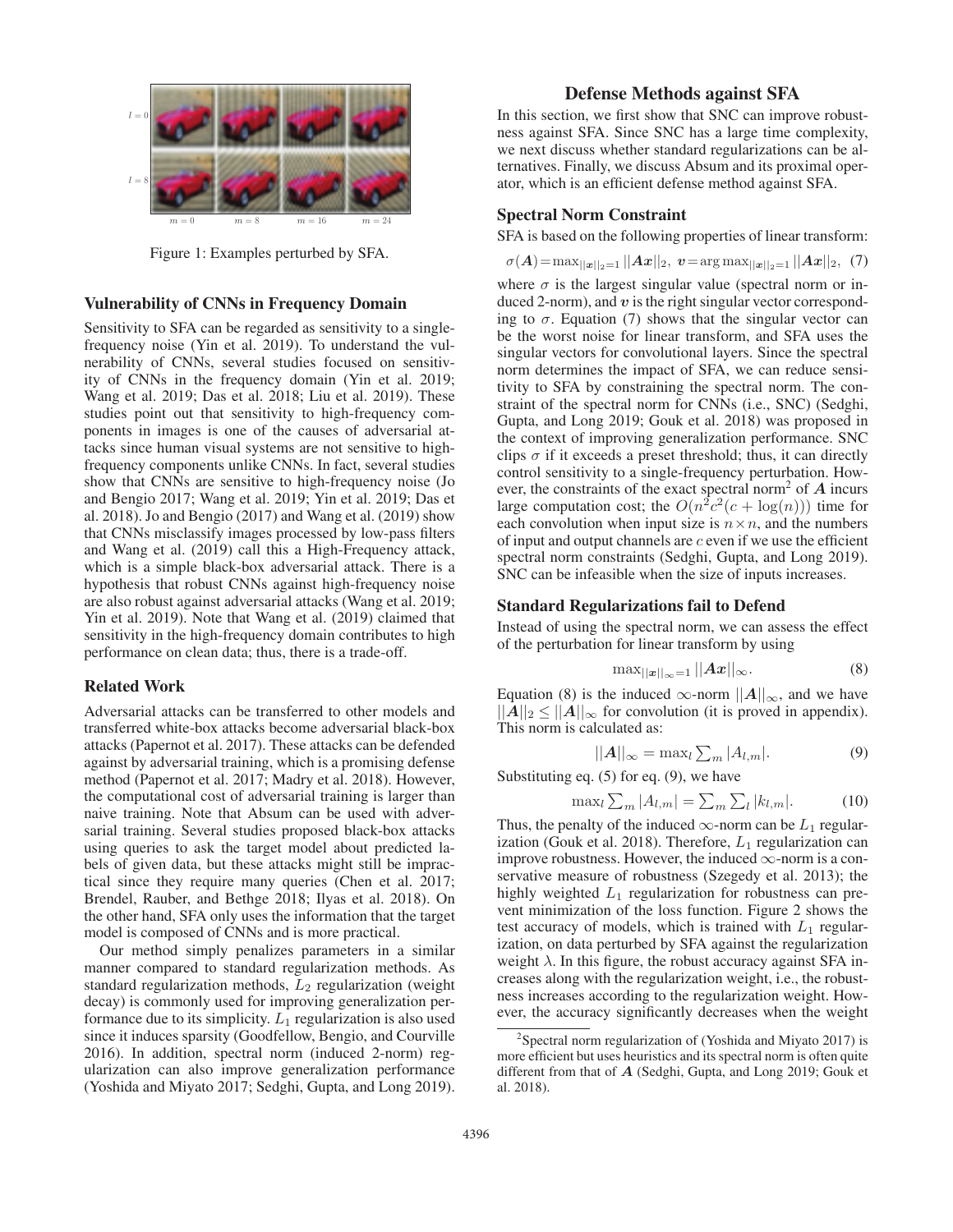Figure 1: Examples perturbed by SFA.

### Vulnerability of CNNs in Frequency Domain

Sensitivity to SFA can be regarded as sensitivity to a single-frequency noise (Yin et al. 2019). To understand the vulnerability of CNNs, several studies focused on sensitivity of CNNs in the frequency domain (Yin et al. 2019; Wang et al. 2019; Das et al. 2018; Liu et al. 2019). These studies point out that sensitivity to high-frequency components in images is one of the causes of adversarial attacks since human visual systems are not sensitive to high-frequency components unlike CNNs. In fact, several studies show that CNNs are sensitive to high-frequency noise (Jo and Bengio 2017; Wang et al. 2019; Yin et al. 2019; Das et al. 2018). Jo and Bengio (2017) and Wang et al. (2019) show that CNNs misclassify images processed by low-pass filters and Wang et al. (2019) call this a High-Frequency attack, which is a simple black-box adversarial attack. There is a hypothesis that robust CNNs against high-frequency noise are also robust against adversarial attacks (Wang et al. 2019; Yin et al. 2019). Note that Wang et al. (2019) claimed that sensitivity in the high-frequency domain contributes to high performance on clean data; thus, there is a trade-off.

### Related Work

Adversarial attacks can be transferred to other models and transferred white-box attacks become adversarial black-box attacks (Papernot et al. 2017). These attacks can be defended against by adversarial training, which is a promising defense method (Papernot et al. 2017; Madry et al. 2018). However, the computational cost of adversarial training is larger than naive training. Note that Absum can be used with adversarial training. Several studies proposed black-box attacks using queries to ask the target model about predicted labels of given data, but these attacks might still be impractical since they require many queries (Chen et al. 2017; Brendel, Rauber, and Bethge 2018; Ilyas et al. 2018). On the other hand, SFA only uses the information that the target model is composed of CNNs and is more practical.

Our method simply penalizes parameters in a similar manner compared to standard regularization methods. As standard regularization methods, $L_2$ regularization (weight decay) is commonly used for improving generalization performance due to its simplicity. $L_1$ regularization is also used since it induces sparsity (Goodfellow, Bengio, and Courville 2016). In addition, spectral norm (induced 2-norm) regularization can also improve generalization performance (Yoshida and Miyato 2017; Sedghi, Gupta, and Long 2019).

## Defense Methods against SFA

In this section, we first show that SNC can improve robustness against SFA. Since SNC has a large time complexity, we next discuss whether standard regularizations can be alternatives. Finally, we discuss Absum and its proximal operator, which is an efficient defense method against SFA.

### Spectral Norm Constraint

SFA is based on the following properties of linear transform:

$$\sigma(\boldsymbol{A})=\max_{||\boldsymbol{x}||_2=1}||\boldsymbol{A}\boldsymbol{x}||_2,\ \boldsymbol{v}=\arg\max_{||\boldsymbol{x}||_2=1}||\boldsymbol{A}\boldsymbol{x}||_2, \quad (7)$$

where $\sigma$ is the largest singular value (spectral norm or induced 2-norm), and $\boldsymbol{v}$ is the right singular vector corresponding to $\sigma$. Equation (7) shows that the singular vector can be the worst noise for linear transform, and SFA uses the singular vectors for convolutional layers. Since the spectral norm determines the impact of SFA, we can reduce sensitivity to SFA by constraining the spectral norm. The constraint of the spectral norm for CNNs (i.e., SNC) (Sedghi, Gupta, and Long 2019; Gouk et al. 2018) was proposed in the context of improving generalization performance. SNC clips $\sigma$ if it exceeds a preset threshold; thus, it can directly control sensitivity to a single-frequency perturbation. However, the constraints of the exact spectral norm[2] of $\boldsymbol{A}$ incurs large computation cost; the $O(n^2c^2(c+\log(n)))$ time for each convolution when input size is $n \times n$, and the numbers of input and output channels are $c$ even if we use the efficient spectral norm constraints (Sedghi, Gupta, and Long 2019). SNC can be infeasible when the size of inputs increases.

### Standard Regularizations fail to Defend

Instead of using the spectral norm, we can assess the effect of the perturbation for linear transform by using

$$\max_{||\boldsymbol{x}||_\infty=1}||\boldsymbol{A}\boldsymbol{x}||_\infty. \quad (8)$$

Equation (8) is the induced $\infty$-norm $||\boldsymbol{A}||_\infty$, and we have $||\boldsymbol{A}||_2 \leq ||\boldsymbol{A}||_\infty$ for convolution (it is proved in appendix). This norm is calculated as:

$$||\boldsymbol{A}||_\infty = \max_l \textstyle\sum_m |A_{l,m}|. \quad (9)$$

Substituting eq. (5) for eq. (9), we have

$$\max_l \textstyle\sum_m |A_{l,m}| = \sum_m \sum_l |k_{l,m}|. \quad (10)$$

Thus, the penalty of the induced $\infty$-norm can be $L_1$ regularization (Gouk et al. 2018). Therefore, $L_1$ regularization can improve robustness. However, the induced $\infty$-norm is a conservative measure of robustness (Szegedy et al. 2013); the highly weighted $L_1$ regularization for robustness can prevent minimization of the loss function. Figure 2 shows the test accuracy of models, which is trained with $L_1$ regularization, on data perturbed by SFA against the regularization weight $\lambda$. In this figure, the robust accuracy against SFA increases along with the regularization weight, i.e., the robustness increases according to the regularization weight. However, the accuracy significantly decreases when the weight

[2] Spectral norm regularization of (Yoshida and Miyato 2017) is more efficient but uses heuristics and its spectral norm is often quite different from that of $\boldsymbol{A}$ (Sedghi, Gupta, and Long 2019; Gouk et al. 2018).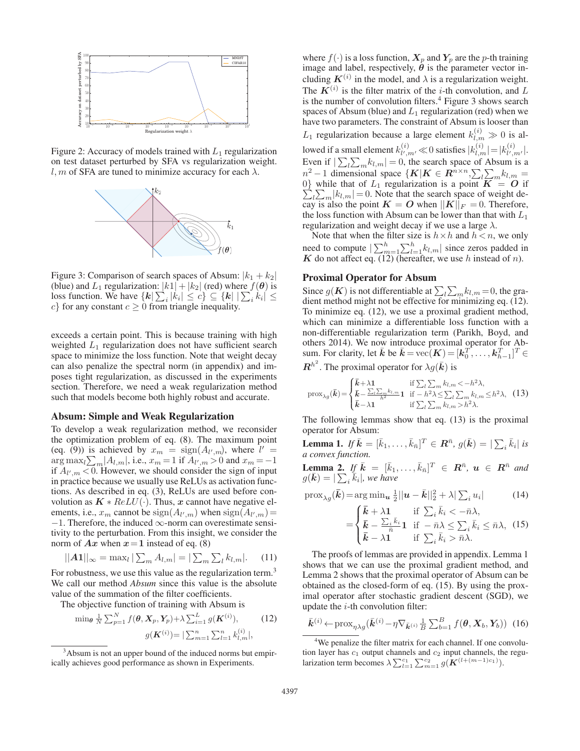Figure 2: Accuracy of models trained with $L_1$ regularization on test dataset perturbed by SFA vs regularization weight. $l, m$ of SFA are tuned to minimize accuracy for each $\lambda$.

Figure 3: Comparison of search spaces of Absum: $|k_1 + k_2|$ (blue) and $L_1$ regularization: $|k1| + |k_2|$ (red) where $f(\boldsymbol{\theta})$ is loss function. We have $\{\boldsymbol{k}|\sum_i |k_i| \leq c\} \subseteq \{\boldsymbol{k}|\,|\sum_i k_i| \leq c\}$ for any constant $c \geq 0$ from triangle inequality.

exceeds a certain point. This is because training with high weighted $L_1$ regularization does not have sufficient search space to minimize the loss function. Note that weight decay can also penalize the spectral norm (in appendix) and imposes tight regularization, as discussed in the experiments section. Therefore, we need a weak regularization method such that models become both highly robust and accurate.

## Absum: Simple and Weak Regularization

To develop a weak regularization method, we reconsider the optimization problem of eq. (8). The maximum point (eq. (9)) is achieved by $x_m = \mathrm{sign}(A_{l',m})$, where $l' = \arg\max_l \sum_m |A_{l,m}|$, i.e., $x_m = 1$ if $A_{l',m} > 0$ and $x_m = -1$ if $A_{l',m} < 0$. However, we should consider the sign of input in practice because we usually use ReLUs as activation functions. As described in eq. (3), ReLUs are used before convolution as $\boldsymbol{K} * ReLU(\cdot)$. Thus, $\boldsymbol{x}$ cannot have negative elements, i.e., $x_m$ cannot be $\mathrm{sign}(A_{l',m})$ when $\mathrm{sign}(A_{l',m}) = -1$. Therefore, the induced $\infty$-norm can overestimate sensitivity to the perturbation. From this insight, we consider the norm of $\boldsymbol{Ax}$ when $\boldsymbol{x} = \boldsymbol{1}$ instead of eq. (8)

$$||\boldsymbol{A}\boldsymbol{1}||_\infty = \max_l |\sum_m A_{l,m}| = |\sum_m \sum_l k_{l,m}|. \tag{11}$$

For robustness, we use this value as the regularization term.[3] We call our method *Absum* since this value is the absolute value of the summation of the filter coefficients.

The objective function of training with Absum is

$$\min_{\boldsymbol{\theta}} \tfrac{1}{N}\sum_{p=1}^{N} f(\boldsymbol{\theta}, \boldsymbol{X}_p, \boldsymbol{Y}_p) + \lambda \sum_{i=1}^{L} g(\boldsymbol{K}^{(i)}), \tag{12}$$
$$g(\boldsymbol{K}^{(i)}) = |\sum_{m=1}^{n}\sum_{l=1}^{n} k_{l,m}^{(i)}|,$$

[3] Absum is not an upper bound of the induced norms but empirically achieves good performance as shown in Experiments.

where $f(\cdot)$ is a loss function, $\boldsymbol{X}_p$ and $\boldsymbol{Y}_p$ are the $p$-th training image and label, respectively, $\boldsymbol{\theta}$ is the parameter vector including $\boldsymbol{K}^{(i)}$ in the model, and $\lambda$ is a regularization weight. The $\boldsymbol{K}^{(i)}$ is the filter matrix of the $i$-th convolution, and $L$ is the number of convolution filters.[4] Figure 3 shows search spaces of Absum (blue) and $L_1$ regularization (red) when we have two parameters. The constraint of Absum is looser than $L_1$ regularization because a large element $k_{l,m}^{(i)} \gg 0$ is allowed if a small element $k_{l',m'}^{(i)} \ll 0$ satisfies $|k_{l,m}^{(i)}| = |k_{l',m'}^{(i)}|$. Even if $|\sum_l \sum_m k_{l,m}| = 0$, the search space of Absum is a $n^2 - 1$ dimensional space $\{\boldsymbol{K}|\boldsymbol{K} \in \boldsymbol{R}^{n\times n}, \sum_l\sum_m k_{l,m} = 0\}$ while that of $L_1$ regularization is a point $\boldsymbol{K} = \boldsymbol{O}$ if $\sum_l\sum_m |k_{l,m}| = 0$. Note that the search space of weight decay is also the point $\boldsymbol{K} = \boldsymbol{O}$ when $||\boldsymbol{K}||_F = 0$. Therefore, the loss function with Absum can be lower than that with $L_1$ regularization and weight decay if we use a large $\lambda$.

Note that when the filter size is $h \times h$ and $h < n$, we only need to compute $|\sum_{m=1}^{h}\sum_{l=1}^{h} k_{l,m}|$ since zeros padded in $\boldsymbol{K}$ do not affect eq. (12) (hereafter, we use $h$ instead of $n$).

## Proximal Operator for Absum

Since $g(\boldsymbol{K})$ is not differentiable at $\sum_l\sum_m k_{l,m} = 0$, the gradient method might not be effective for minimizing eq. (12). To minimize eq. (12), we use a proximal gradient method, which can minimize a differentiable loss function with a non-differentiable regularization term (Parikh, Boyd, and others 2014). We now introduce proximal operator for Absum. For clarity, let $\bar{\boldsymbol{k}}$ be $\bar{\boldsymbol{k}} = \mathrm{vec}(\boldsymbol{K}) = [\boldsymbol{k}_0^T, \dots, \boldsymbol{k}_{h-1}^T]^T \in \boldsymbol{R}^{h^2}$. The proximal operator for $\lambda g(\bar{\boldsymbol{k}})$ is

$$\mathrm{prox}_{\lambda g}(\bar{\boldsymbol{k}}) = \begin{cases} \bar{\boldsymbol{k}} + \lambda\boldsymbol{1} & \text{if } \sum_l\sum_m k_{l,m} < -h^2\lambda, \\ \bar{\boldsymbol{k}} - \frac{\sum_l\sum_m k_{l,m}}{h^2}\boldsymbol{1} & \text{if } -h^2\lambda \leq \sum_l\sum_m k_{l,m} \leq h^2\lambda, \\ \bar{\boldsymbol{k}} - \lambda\boldsymbol{1} & \text{if } \sum_l\sum_m k_{l,m} > h^2\lambda. \end{cases} \tag{13}$$

The following lemmas show that eq. (13) is the proximal operator for Absum:

**Lemma 1.** *If $\bar{\boldsymbol{k}} = [\bar{k}_1, \dots, \bar{k}_{\bar{n}}]^T \in \boldsymbol{R}^{\bar{n}}$, $g(\bar{\boldsymbol{k}}) = |\sum_i \bar{k}_i|$ is a convex function.*

**Lemma 2.** *If $\bar{\boldsymbol{k}} = [\bar{k}_1, \dots, \bar{k}_{\bar{n}}]^T \in \boldsymbol{R}^{\bar{n}}$, $\boldsymbol{u} \in \boldsymbol{R}^{\bar{n}}$ and $g(\bar{\boldsymbol{k}}) = |\sum_i \bar{k}_i|$, we have*

$$\mathrm{prox}_{\lambda g}(\bar{\boldsymbol{k}}) = \arg\min_{\boldsymbol{u}} \tfrac{1}{2}||\boldsymbol{u} - \bar{\boldsymbol{k}}||_2^2 + \lambda|\textstyle\sum_i u_i| \tag{14}$$

$$= \begin{cases} \bar{\boldsymbol{k}} + \lambda\boldsymbol{1} & \text{if } \sum_i \bar{k}_i < -\bar{n}\lambda, \\ \bar{\boldsymbol{k}} - \frac{\sum_i \bar{k}_i}{\bar{n}}\boldsymbol{1} & \text{if } -\bar{n}\lambda \leq \sum_i \bar{k}_i \leq \bar{n}\lambda, \\ \bar{\boldsymbol{k}} - \lambda\boldsymbol{1} & \text{if } \sum_i \bar{k}_i > \bar{n}\lambda. \end{cases} \tag{15}$$

The proofs of lemmas are provided in appendix. Lemma 1 shows that we can use the proximal gradient method, and Lemma 2 shows that the proximal operator of Absum can be obtained as the closed-form of eq. (15). By using the proximal operator after stochastic gradient descent (SGD), we update the $i$-th convolution filter:

$$\bar{\boldsymbol{k}}^{(i)} \leftarrow \mathrm{prox}_{\eta\lambda g}(\bar{\boldsymbol{k}}^{(i)} - \eta\nabla_{\bar{\boldsymbol{k}}^{(i)}} \tfrac{1}{B}\textstyle\sum_{b=1}^{B} f(\boldsymbol{\theta}, \boldsymbol{X}_b, \boldsymbol{Y}_b)) \tag{16}$$

[4] We penalize the filter matrix for each channel. If one convolution layer has $c_1$ output channels and $c_2$ input channels, the regularization term becomes $\lambda\sum_{l=1}^{c_1}\sum_{m=1}^{c_2} g(\boldsymbol{K}^{(l+(m-1)c_1)})$.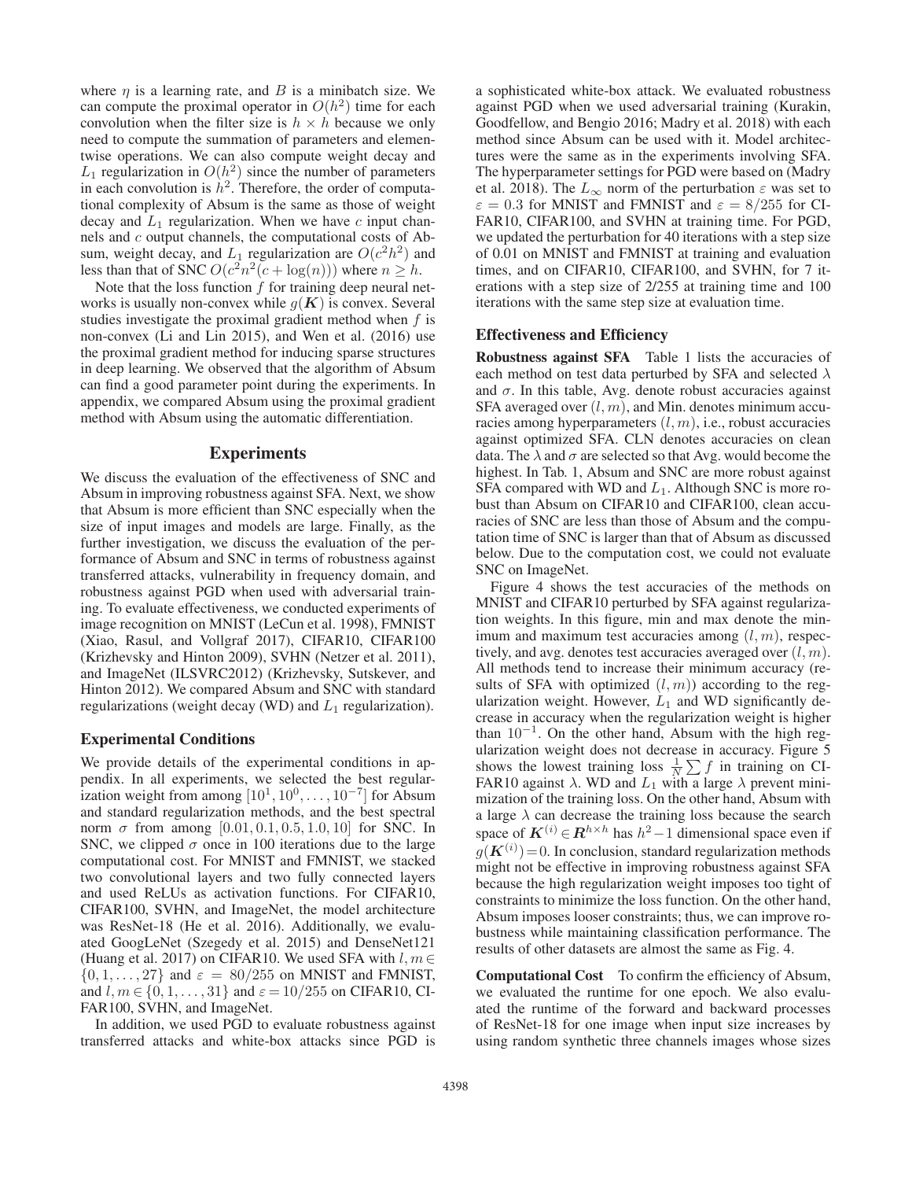where $\eta$ is a learning rate, and $B$ is a minibatch size. We can compute the proximal operator in $O(h^2)$ time for each convolution when the filter size is $h \times h$ because we only need to compute the summation of parameters and elementwise operations. We can also compute weight decay and $L_1$ regularization in $O(h^2)$ since the number of parameters in each convolution is $h^2$. Therefore, the order of computational complexity of Absum is the same as those of weight decay and $L_1$ regularization. When we have $c$ input channels and $c$ output channels, the computational costs of Absum, weight decay, and $L_1$ regularization are $O(c^2h^2)$ and less than that of SNC $O(c^2n^2(c + \log(n)))$ where $n \geq h$.

Note that the loss function $f$ for training deep neural networks is usually non-convex while $g(\boldsymbol{K})$ is convex. Several studies investigate the proximal gradient method when $f$ is non-convex (Li and Lin 2015), and Wen et al. (2016) use the proximal gradient method for inducing sparse structures in deep learning. We observed that the algorithm of Absum can find a good parameter point during the experiments. In appendix, we compared Absum using the proximal gradient method with Absum using the automatic differentiation.

## Experiments

We discuss the evaluation of the effectiveness of SNC and Absum in improving robustness against SFA. Next, we show that Absum is more efficient than SNC especially when the size of input images and models are large. Finally, as the further investigation, we discuss the evaluation of the performance of Absum and SNC in terms of robustness against transferred attacks, vulnerability in frequency domain, and robustness against PGD when used with adversarial training. To evaluate effectiveness, we conducted experiments of image recognition on MNIST (LeCun et al. 1998), FMNIST (Xiao, Rasul, and Vollgraf 2017), CIFAR10, CIFAR100 (Krizhevsky and Hinton 2009), SVHN (Netzer et al. 2011), and ImageNet (ILSVRC2012) (Krizhevsky, Sutskever, and Hinton 2012). We compared Absum and SNC with standard regularizations (weight decay (WD) and $L_1$ regularization).

### Experimental Conditions

We provide details of the experimental conditions in appendix. In all experiments, we selected the best regularization weight from among $[10^1, 10^0, \dots, 10^{-7}]$ for Absum and standard regularization methods, and the best spectral norm $\sigma$ from among $[0.01, 0.1, 0.5, 1.0, 10]$ for SNC. In SNC, we clipped $\sigma$ once in 100 iterations due to the large computational cost. For MNIST and FMNIST, we stacked two convolutional layers and two fully connected layers and used ReLUs as activation functions. For CIFAR10, CIFAR100, SVHN, and ImageNet, the model architecture was ResNet-18 (He et al. 2016). Additionally, we evaluated GoogLeNet (Szegedy et al. 2015) and DenseNet121 (Huang et al. 2017) on CIFAR10. We used SFA with $l, m \in \{0, 1, \dots, 27\}$ and $\varepsilon = 80/255$ on MNIST and FMNIST, and $l, m \in \{0, 1, \dots, 31\}$ and $\varepsilon = 10/255$ on CIFAR10, CIFAR100, SVHN, and ImageNet.

In addition, we used PGD to evaluate robustness against transferred attacks and white-box attacks since PGD is a sophisticated white-box attack. We evaluated robustness against PGD when we used adversarial training (Kurakin, Goodfellow, and Bengio 2016; Madry et al. 2018) with each method since Absum can be used with it. Model architectures were the same as in the experiments involving SFA. The hyperparameter settings for PGD were based on (Madry et al. 2018). The $L_\infty$ norm of the perturbation $\varepsilon$ was set to $\varepsilon = 0.3$ for MNIST and FMNIST and $\varepsilon = 8/255$ for CIFAR10, CIFAR100, and SVHN at training time. For PGD, we updated the perturbation for 40 iterations with a step size of 0.01 on MNIST and FMNIST at training and evaluation times, and on CIFAR10, CIFAR100, and SVHN, for 7 iterations with a step size of 2/255 at training time and 100 iterations with the same step size at evaluation time.

### Effectiveness and Efficiency

**Robustness against SFA** Table 1 lists the accuracies of each method on test data perturbed by SFA and selected $\lambda$ and $\sigma$. In this table, Avg. denote robust accuracies against SFA averaged over $(l, m)$, and Min. denotes minimum accuracies among hyperparameters $(l, m)$, i.e., robust accuracies against optimized SFA. CLN denotes accuracies on clean data. The $\lambda$ and $\sigma$ are selected so that Avg. would become the highest. In Tab. 1, Absum and SNC are more robust against SFA compared with WD and $L_1$. Although SNC is more robust than Absum on CIFAR10 and CIFAR100, clean accuracies of SNC are less than those of Absum and the computation time of SNC is larger than that of Absum as discussed below. Due to the computation cost, we could not evaluate SNC on ImageNet.

Figure 4 shows the test accuracies of the methods on MNIST and CIFAR10 perturbed by SFA against regularization weights. In this figure, min and max denote the minimum and maximum test accuracies among $(l, m)$, respectively, and avg. denotes test accuracies averaged over $(l, m)$. All methods tend to increase their minimum accuracy (results of SFA with optimized $(l, m)$) according to the regularization weight. However, $L_1$ and WD significantly decrease in accuracy when the regularization weight is higher than $10^{-1}$. On the other hand, Absum with the high regularization weight does not decrease in accuracy. Figure 5 shows the lowest training loss $\frac{1}{N}\sum f$ in training on CIFAR10 against $\lambda$. WD and $L_1$ with a large $\lambda$ prevent minimization of the training loss. On the other hand, Absum with a large $\lambda$ can decrease the training loss because the search space of $\boldsymbol{K}^{(i)} \in \boldsymbol{R}^{h \times h}$ has $h^2-1$ dimensional space even if $g(\boldsymbol{K}^{(i)}) = 0$. In conclusion, standard regularization methods might not be effective in improving robustness against SFA because the high regularization weight imposes too tight of constraints to minimize the loss function. On the other hand, Absum imposes looser constraints; thus, we can improve robustness while maintaining classification performance. The results of other datasets are almost the same as Fig. 4.

**Computational Cost** To confirm the efficiency of Absum, we evaluated the runtime for one epoch. We also evaluated the runtime of the forward and backward processes of ResNet-18 for one image when input size increases by using random synthetic three channels images whose sizes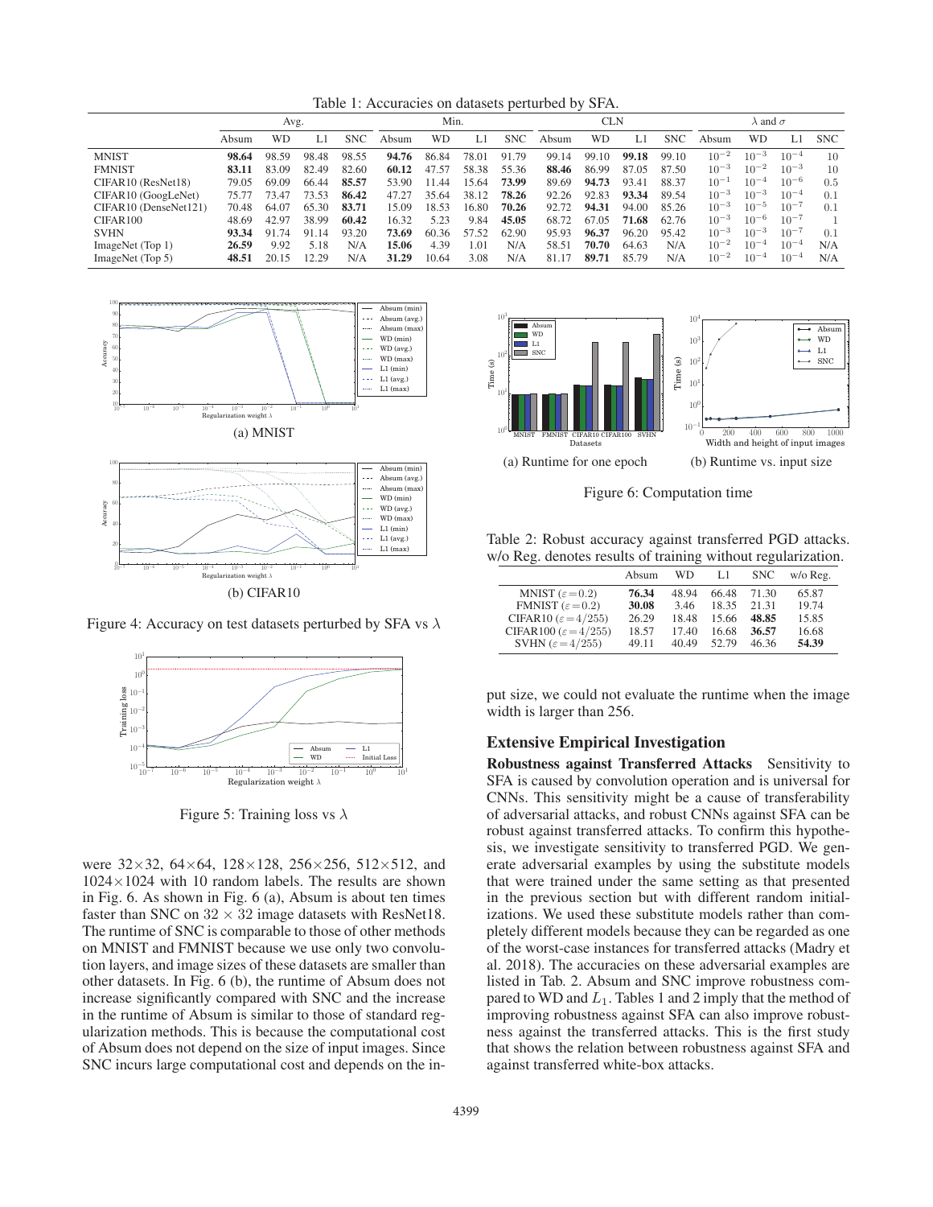Table 1: Accuracies on datasets perturbed by SFA.

| | Avg. | | | | Min. | | | | CLN | | | | $\lambda$ and $\sigma$ | | | |
|---|---|---|---|---|---|---|---|---|---|---|---|---|---|---|---|---|
| | Absum | WD | L1 | SNC | Absum | WD | L1 | SNC | Absum | WD | L1 | SNC | Absum | WD | L1 | SNC |
| MNIST | **98.64** | 98.59 | 98.48 | 98.55 | **94.76** | 86.84 | 78.01 | 91.79 | 99.14 | 99.10 | **99.18** | 99.10 | $10^{-2}$ | $10^{-3}$ | $10^{-4}$ | 10 |
| FMNIST | **83.11** | 83.09 | 82.49 | 82.60 | **60.12** | 47.57 | 58.38 | 55.36 | **88.46** | 86.99 | 87.05 | 87.50 | $10^{-3}$ | $10^{-2}$ | $10^{-3}$ | 10 |
| CIFAR10 (ResNet18) | 79.05 | 69.09 | 66.44 | **85.57** | 53.90 | 11.44 | 15.64 | **73.99** | 89.69 | **94.73** | 93.41 | 88.37 | $10^{-1}$ | $10^{-4}$ | $10^{-6}$ | 0.5 |
| CIFAR10 (GoogLeNet) | 75.77 | 73.47 | 73.53 | **86.42** | 47.27 | 35.64 | 38.12 | **78.26** | 92.26 | 92.83 | **93.34** | 89.54 | $10^{-3}$ | $10^{-3}$ | $10^{-4}$ | 0.1 |
| CIFAR10 (DenseNet121) | 70.48 | 64.07 | 65.30 | **83.71** | 15.09 | 18.53 | 16.80 | **70.26** | 92.72 | **94.31** | 94.00 | 85.26 | $10^{-3}$ | $10^{-5}$ | $10^{-7}$ | 0.1 |
| CIFAR100 | 48.69 | 42.97 | 38.99 | **60.42** | 16.32 | 5.23 | 9.84 | **45.05** | 68.72 | 67.05 | **71.68** | 62.76 | $10^{-3}$ | $10^{-6}$ | $10^{-7}$ | 1 |
| SVHN | **93.34** | 91.74 | 91.14 | 93.20 | **73.69** | 60.36 | 57.52 | 62.90 | 95.93 | **96.37** | 96.20 | 95.42 | $10^{-3}$ | $10^{-3}$ | $10^{-7}$ | 0.1 |
| ImageNet (Top 1) | **26.59** | 9.92 | 5.18 | N/A | **15.06** | 4.39 | 1.01 | N/A | 58.51 | **70.70** | 64.63 | N/A | $10^{-2}$ | $10^{-4}$ | $10^{-4}$ | N/A |
| ImageNet (Top 5) | **48.51** | 20.15 | 12.29 | N/A | **31.29** | 10.64 | 3.08 | N/A | 81.17 | **89.71** | 85.79 | N/A | $10^{-2}$ | $10^{-4}$ | $10^{-4}$ | N/A |

(a) MNIST

(b) CIFAR10

Figure 4: Accuracy on test datasets perturbed by SFA vs $\lambda$

Figure 5: Training loss vs $\lambda$

were 32×32, 64×64, 128×128, 256×256, 512×512, and 1024×1024 with 10 random labels. The results are shown in Fig. 6. As shown in Fig. 6 (a), Absum is about ten times faster than SNC on $32 \times 32$ image datasets with ResNet18. The runtime of SNC is comparable to those of other methods on MNIST and FMNIST because we use only two convolution layers, and image sizes of these datasets are smaller than other datasets. In Fig. 6 (b), the runtime of Absum does not increase significantly compared with SNC and the increase in the runtime of Absum is similar to those of standard regularization methods. This is because the computational cost of Absum does not depend on the size of input images. Since SNC incurs large computational cost and depends on the input size, we could not evaluate the runtime when the image width is larger than 256.

(a) Runtime for one epoch

(b) Runtime vs. input size

Figure 6: Computation time

Table 2: Robust accuracy against transferred PGD attacks. w/o Reg. denotes results of training without regularization.

| | Absum | WD | L1 | SNC | w/o Reg. |
|---|---|---|---|---|---|
| MNIST ($\varepsilon = 0.2$) | **76.34** | 48.94 | 66.48 | 71.30 | 65.87 |
| FMNIST ($\varepsilon = 0.2$) | **30.08** | 3.46 | 18.35 | 21.31 | 19.74 |
| CIFAR10 ($\varepsilon = 4/255$) | 26.29 | 18.48 | 15.66 | **48.85** | 15.85 |
| CIFAR100 ($\varepsilon = 4/255$) | 18.57 | 17.40 | 16.68 | **36.57** | 16.68 |
| SVHN ($\varepsilon = 4/255$) | 49.11 | 40.49 | 52.79 | 46.36 | **54.39** |

## Extensive Empirical Investigation

**Robustness against Transferred Attacks** Sensitivity to SFA is caused by convolution operation and is universal for CNNs. This sensitivity might be a cause of transferability of adversarial attacks, and robust CNNs against SFA can be robust against transferred attacks. To confirm this hypothesis, we investigate sensitivity to transferred PGD. We generate adversarial examples by using the substitute models that were trained under the same setting as that presented in the previous section but with different random initializations. We used these substitute models rather than completely different models because they can be regarded as one of the worst-case instances for transferred attacks (Madry et al. 2018). The accuracies on these adversarial examples are listed in Tab. 2. Absum and SNC improve robustness compared to WD and $L_1$. Tables 1 and 2 imply that the method of improving robustness against SFA can also improve robustness against the transferred attacks. This is the first study that shows the relation between robustness against SFA and against transferred white-box attacks.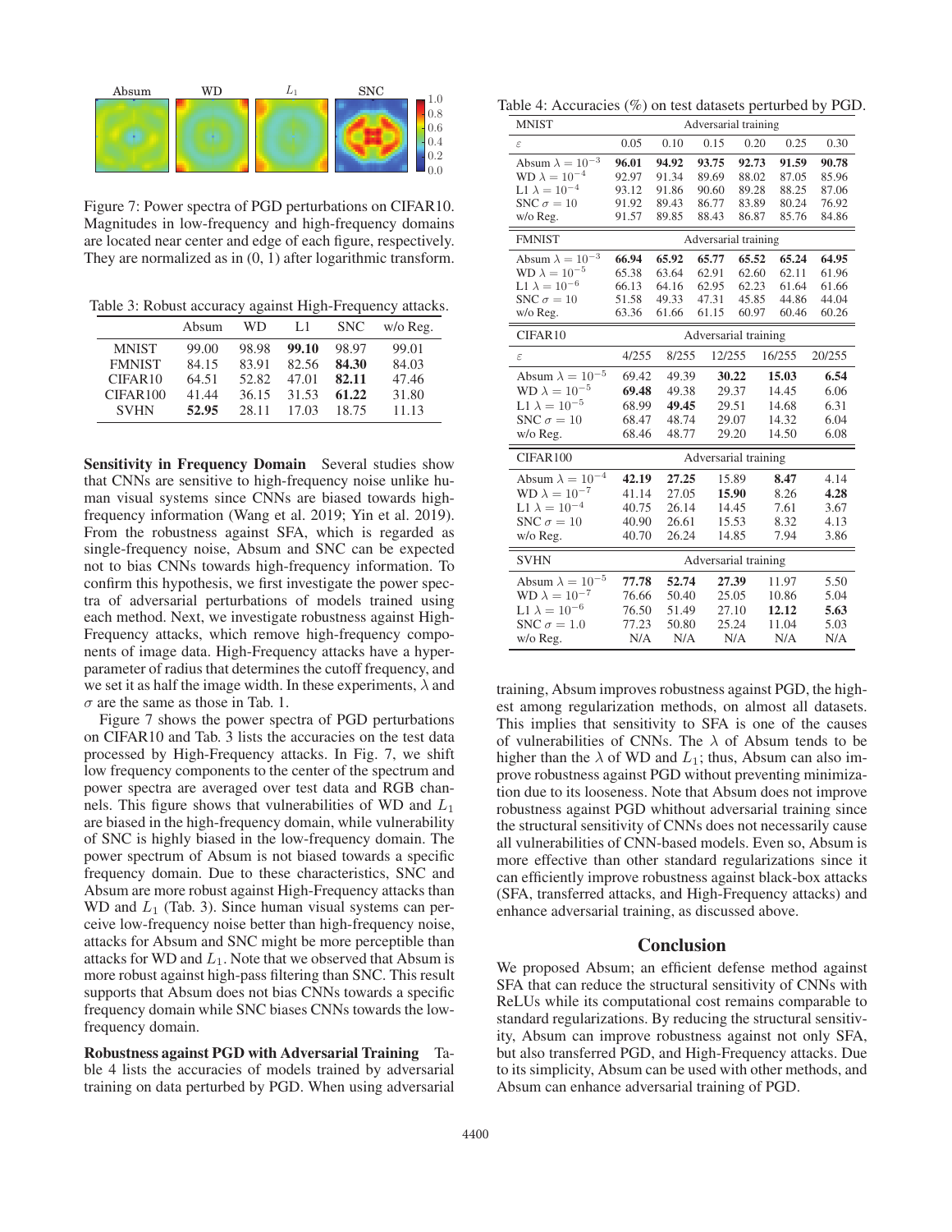Figure 7: Power spectra of PGD perturbations on CIFAR10. Magnitudes in low-frequency and high-frequency domains are located near center and edge of each figure, respectively. They are normalized as in (0, 1) after logarithmic transform.

Table 3: Robust accuracy against High-Frequency attacks.

| | Absum | WD | L1 | SNC | w/o Reg. |
|---|---|---|---|---|---|
| MNIST | 99.00 | 98.98 | **99.10** | 98.97 | 99.01 |
| FMNIST | 84.15 | 83.91 | 82.56 | **84.30** | 84.03 |
| CIFAR10 | 64.51 | 52.82 | 47.01 | **82.11** | 47.46 |
| CIFAR100 | 41.44 | 36.15 | 31.53 | **61.22** | 31.80 |
| SVHN | **52.95** | 28.11 | 17.03 | 18.75 | 11.13 |

**Sensitivity in Frequency Domain** Several studies show that CNNs are sensitive to high-frequency noise unlike human visual systems since CNNs are biased towards high-frequency information (Wang et al. 2019; Yin et al. 2019). From the robustness against SFA, which is regarded as single-frequency noise, Absum and SNC can be expected not to bias CNNs towards high-frequency information. To confirm this hypothesis, we first investigate the power spectra of adversarial perturbations of models trained using each method. Next, we investigate robustness against High-Frequency attacks, which remove high-frequency components of image data. High-Frequency attacks have a hyper-parameter of radius that determines the cutoff frequency, and we set it as half the image width. In these experiments, $\lambda$ and $\sigma$ are the same as those in Tab. 1.

Figure 7 shows the power spectra of PGD perturbations on CIFAR10 and Tab. 3 lists the accuracies on the test data processed by High-Frequency attacks. In Fig. 7, we shift low frequency components to the center of the spectrum and power spectra are averaged over test data and RGB channels. This figure shows that vulnerabilities of WD and $L_1$ are biased in the high-frequency domain, while vulnerability of SNC is highly biased in the low-frequency domain. The power spectrum of Absum is not biased towards a specific frequency domain. Due to these characteristics, SNC and Absum are more robust against High-Frequency attacks than WD and $L_1$ (Tab. 3). Since human visual systems can perceive low-frequency noise better than high-frequency noise, attacks for Absum and SNC might be more perceptible than attacks for WD and $L_1$. Note that we observed that Absum is more robust against high-pass filtering than SNC. This result supports that Absum does not bias CNNs towards a specific frequency domain while SNC biases CNNs towards the low-frequency domain.

**Robustness against PGD with Adversarial Training** Table 4 lists the accuracies of models trained by adversarial training on data perturbed by PGD. When using adversarial training, Absum improves robustness against PGD, the highest among regularization methods, on almost all datasets. This implies that sensitivity to SFA is one of the causes of vulnerabilities of CNNs. The $\lambda$ of Absum tends to be higher than the $\lambda$ of WD and $L_1$; thus, Absum can also improve robustness against PGD without preventing minimization due to its looseness. Note that Absum does not improve robustness against PGD whithout adversarial training since the structural sensitivity of CNNs does not necessarily cause all vulnerabilities of CNN-based models. Even so, Absum is more effective than other standard regularizations since it can efficiently improve robustness against black-box attacks (SFA, transferred attacks, and High-Frequency attacks) and enhance adversarial training, as discussed above.

Table 4: Accuracies (%) on test datasets perturbed by PGD.

| MNIST | Adversarial training | | | | | |
|---|---|---|---|---|---|---|
| $\varepsilon$ | 0.05 | 0.10 | 0.15 | 0.20 | 0.25 | 0.30 |
| Absum $\lambda = 10^{-3}$ | **96.01** | **94.92** | **93.75** | **92.73** | **91.59** | **90.78** |
| WD $\lambda = 10^{-4}$ | 92.97 | 91.34 | 89.69 | 88.02 | 87.05 | 85.96 |
| L1 $\lambda = 10^{-4}$ | 93.12 | 91.86 | 90.60 | 89.28 | 88.25 | 87.06 |
| SNC $\sigma = 10$ | 91.92 | 89.43 | 86.77 | 83.89 | 80.24 | 76.92 |
| w/o Reg. | 91.57 | 89.85 | 88.43 | 86.87 | 85.76 | 84.86 |
| **FMNIST** | Adversarial training | | | | | |
| Absum $\lambda = 10^{-3}$ | **66.94** | **65.92** | **65.77** | **65.52** | **65.24** | **64.95** |
| WD $\lambda = 10^{-5}$ | 65.38 | 63.64 | 62.91 | 62.60 | 62.11 | 61.96 |
| L1 $\lambda = 10^{-6}$ | 66.13 | 64.16 | 62.95 | 62.23 | 61.64 | 61.66 |
| SNC $\sigma = 10$ | 51.58 | 49.33 | 47.31 | 45.85 | 44.86 | 44.04 |
| w/o Reg. | 63.36 | 61.66 | 61.15 | 60.97 | 60.46 | 60.26 |

| CIFAR10 | Adversarial training | | | | |
|---|---|---|---|---|---|
| $\varepsilon$ | 4/255 | 8/255 | 12/255 | 16/255 | 20/255 |
| Absum $\lambda = 10^{-5}$ | 69.42 | 49.39 | **30.22** | **15.03** | **6.54** |
| WD $\lambda = 10^{-5}$ | **69.48** | 49.38 | 29.37 | 14.45 | 6.06 |
| L1 $\lambda = 10^{-5}$ | 68.99 | **49.45** | 29.51 | 14.68 | 6.31 |
| SNC $\sigma = 10$ | 68.47 | 48.74 | 29.07 | 14.32 | 6.04 |
| w/o Reg. | 68.46 | 48.77 | 29.20 | 14.50 | 6.08 |
| **CIFAR100** | Adversarial training | | | | |
| Absum $\lambda = 10^{-4}$ | **42.19** | **27.25** | 15.89 | **8.47** | 4.14 |
| WD $\lambda = 10^{-7}$ | 41.14 | 27.05 | **15.90** | 8.26 | **4.28** |
| L1 $\lambda = 10^{-4}$ | 40.75 | 26.14 | 14.45 | 7.61 | 3.67 |
| SNC $\sigma = 10$ | 40.90 | 26.61 | 15.53 | 8.32 | 4.13 |
| w/o Reg. | 40.70 | 26.24 | 14.85 | 7.94 | 3.86 |
| **SVHN** | Adversarial training | | | | |
| Absum $\lambda = 10^{-5}$ | **77.78** | **52.74** | **27.39** | 11.97 | 5.50 |
| WD $\lambda = 10^{-7}$ | 76.66 | 50.40 | 25.05 | 10.86 | 5.04 |
| L1 $\lambda = 10^{-6}$ | 76.50 | 51.49 | 27.10 | **12.12** | **5.63** |
| SNC $\sigma = 1.0$ | 77.23 | 50.80 | 25.24 | 11.04 | 5.03 |
| w/o Reg. | N/A | N/A | N/A | N/A | N/A |

## Conclusion

We proposed Absum; an efficient defense method against SFA that can reduce the structural sensitivity of CNNs with ReLUs while its computational cost remains comparable to standard regularizations. By reducing the structural sensitivity, Absum can improve robustness against not only SFA, but also transferred PGD, and High-Frequency attacks. Due to its simplicity, Absum can be used with other methods, and Absum can enhance adversarial training of PGD.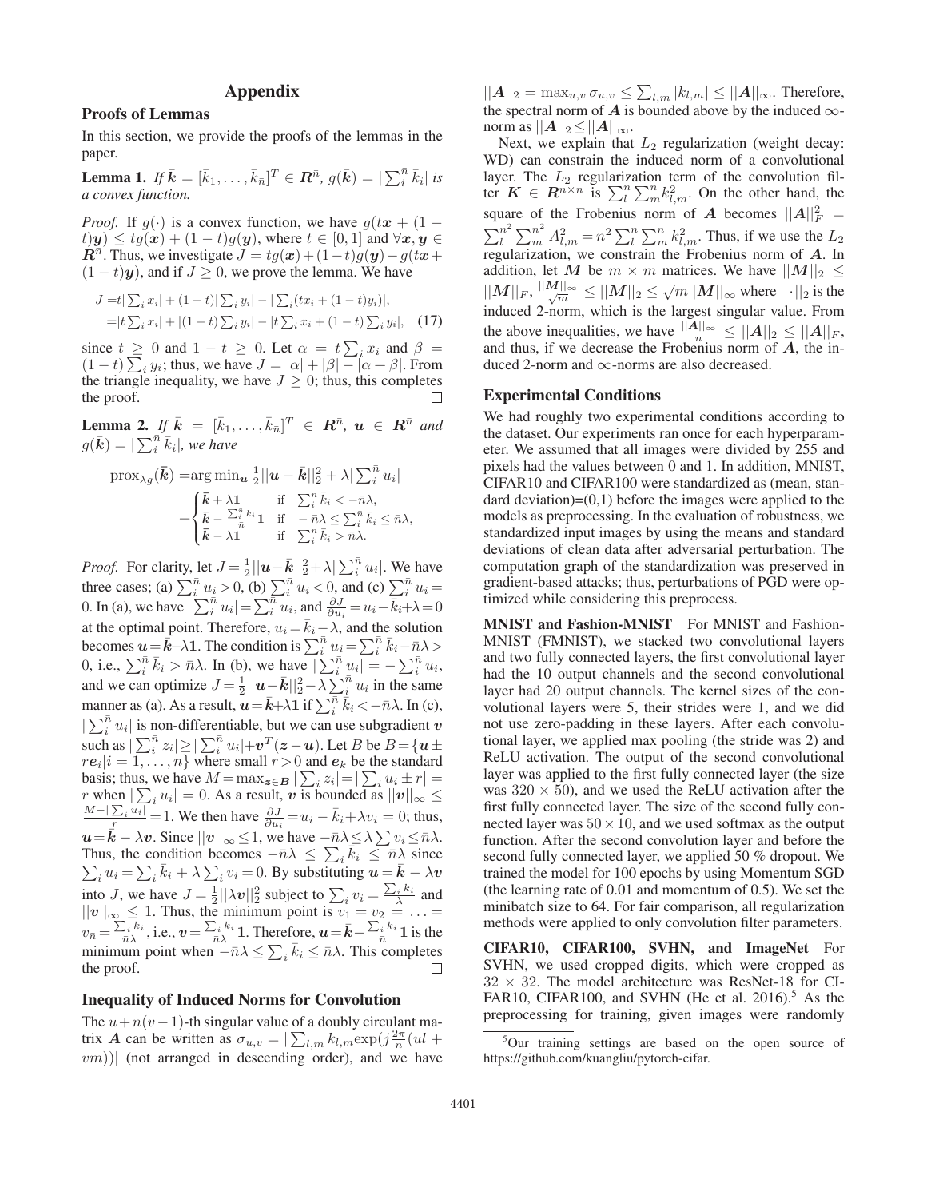# Appendix

## Proofs of Lemmas

In this section, we provide the proofs of the lemmas in the paper.

**Lemma 1.** *If* $\bar{\boldsymbol{k}} = [\bar{k}_1, \dots, \bar{k}_{\bar{n}}]^T \in \boldsymbol{R}^{\bar{n}}$*,* $g(\bar{\boldsymbol{k}}) = |\sum_i^{\bar{n}} \bar{k}_i|$ *is a convex function.*

*Proof.* If $g(\cdot)$ is a convex function, we have $g(t\boldsymbol{x} + (1-t)\boldsymbol{y}) \leq tg(\boldsymbol{x}) + (1-t)g(\boldsymbol{y})$, where $t \in [0,1]$ and $\forall \boldsymbol{x}, \boldsymbol{y} \in \boldsymbol{R}^{\bar{n}}$. Thus, we investigate $J = tg(\boldsymbol{x}) + (1-t)g(\boldsymbol{y}) - g(t\boldsymbol{x} + (1-t)\boldsymbol{y})$, and if $J \geq 0$, we prove the lemma. We have

$$
\begin{aligned}
J =& t|\textstyle\sum_i x_i| + (1-t)|\sum_i y_i| - |\sum_i (tx_i + (1-t)y_i)|, \\
=& |t\textstyle\sum_i x_i| + |(1-t)\sum_i y_i| - |t\sum_i x_i + (1-t)\sum_i y_i|, \quad (17)
\end{aligned}
$$

since $t \geq 0$ and $1-t \geq 0$. Let $\alpha = t\sum_i x_i$ and $\beta = (1-t)\sum_i y_i$; thus, we have $J = |\alpha| + |\beta| - |\alpha + \beta|$. From the triangle inequality, we have $J \geq 0$; thus, this completes the proof. $\square$

**Lemma 2.** *If* $\bar{\boldsymbol{k}} = [\bar{k}_1, \dots, \bar{k}_{\bar{n}}]^T \in \boldsymbol{R}^{\bar{n}}$*,* $\boldsymbol{u} \in \boldsymbol{R}^{\bar{n}}$ *and* $g(\bar{\boldsymbol{k}}) = |\sum_i^{\bar{n}} \bar{k}_i|$*, we have*

$$
\begin{aligned}
\mathrm{prox}_{\lambda g}(\bar{\boldsymbol{k}}) =& \arg\min_{\boldsymbol{u}} \tfrac{1}{2}||\boldsymbol{u} - \bar{\boldsymbol{k}}||_2^2 + \lambda|\textstyle\sum_i^{\bar{n}} u_i| \\
=& \begin{cases} \bar{\boldsymbol{k}} + \lambda \boldsymbol{1} & \text{if } \sum_i^{\bar{n}} \bar{k}_i < -\bar{n}\lambda, \\ \bar{\boldsymbol{k}} - \frac{\sum_i^{\bar{n}} k_i}{\bar{n}} \boldsymbol{1} & \text{if } -\bar{n}\lambda \leq \sum_i^{\bar{n}} \bar{k}_i \leq \bar{n}\lambda, \\ \bar{\boldsymbol{k}} - \lambda \boldsymbol{1} & \text{if } \sum_i^{\bar{n}} \bar{k}_i > \bar{n}\lambda. \end{cases}
\end{aligned}
$$

*Proof.* For clarity, let $J = \frac{1}{2}||\boldsymbol{u} - \bar{\boldsymbol{k}}||_2^2 + \lambda|\sum_i^{\bar{n}} u_i|$. We have three cases; (a) $\sum_i^{\bar{n}} u_i > 0$, (b) $\sum_i^{\bar{n}} u_i < 0$, and (c) $\sum_i^{\bar{n}} u_i = 0$. In (a), we have $|\sum_i^{\bar{n}} u_i| = \sum_i^{\bar{n}} u_i$, and $\frac{\partial J}{\partial u_i} = u_i - \bar{k}_i + \lambda = 0$ at the optimal point. Therefore, $u_i = \bar{k}_i - \lambda$, and the solution becomes $\boldsymbol{u} = \bar{\boldsymbol{k}} - \lambda \boldsymbol{1}$. The condition is $\sum_i^{\bar{n}} u_i = \sum_i^{\bar{n}} \bar{k}_i - \bar{n}\lambda > 0$, i.e., $\sum_i^{\bar{n}} \bar{k}_i > \bar{n}\lambda$. In (b), we have $|\sum_i^{\bar{n}} u_i| = -\sum_i^{\bar{n}} u_i$, and we can optimize $J = \frac{1}{2}||\boldsymbol{u} - \bar{\boldsymbol{k}}||_2^2 - \lambda \sum_i^{\bar{n}} u_i$ in the same manner as (a). As a result, $\boldsymbol{u} = \bar{\boldsymbol{k}} + \lambda \boldsymbol{1}$ if $\sum_i^{\bar{n}} \bar{k}_i < -\bar{n}\lambda$. In (c), $|\sum_i^{\bar{n}} u_i|$ is non-differentiable, but we can use subgradient $\boldsymbol{v}$ such as $|\sum_i^{\bar{n}} z_i| \geq |\sum_i^{\bar{n}} u_i| + \boldsymbol{v}^T(\boldsymbol{z} - \boldsymbol{u})$. Let $B$ be $B = \{\boldsymbol{u} \pm r\boldsymbol{e}_i | i = 1, \dots, n\}$ where small $r > 0$ and $\boldsymbol{e}_k$ be the standard basis; thus, we have $M = \max_{\boldsymbol{z} \in \boldsymbol{B}} |\sum_i z_i| = |\sum_i u_i \pm r| = r$ when $|\sum_i u_i| = 0$. As a result, $\boldsymbol{v}$ is bounded as $||\boldsymbol{v}||_\infty \leq \frac{M - |\sum_i u_i|}{r} = 1$. We then have $\frac{\partial J}{\partial u_i} = u_i - \bar{k}_i + \lambda v_i = 0$; thus, $\boldsymbol{u} = \bar{\boldsymbol{k}} - \lambda \boldsymbol{v}$. Since $||\boldsymbol{v}||_\infty \leq 1$, we have $-\bar{n}\lambda \leq \lambda \sum v_i \leq \bar{n}\lambda$. Thus, the condition becomes $-\bar{n}\lambda \leq \sum_i \bar{k}_i \leq \bar{n}\lambda$ since $\sum_i u_i = \sum_i \bar{k}_i + \lambda \sum_i v_i = 0$. By substituting $\boldsymbol{u} = \bar{\boldsymbol{k}} - \lambda \boldsymbol{v}$ into $J$, we have $J = \frac{1}{2}||\lambda \boldsymbol{v}||_2^2$ subject to $\sum_i v_i = \frac{\sum_i k_i}{\lambda}$ and $||\boldsymbol{v}||_\infty \leq 1$. Thus, the minimum point is $v_1 = v_2 = \dots = v_{\bar{n}} = \frac{\sum_i k_i}{\bar{n}\lambda}$, i.e., $\boldsymbol{v} = \frac{\sum_i k_i}{\bar{n}\lambda} \boldsymbol{1}$. Therefore, $\boldsymbol{u} = \bar{\boldsymbol{k}} - \frac{\sum_i k_i}{\bar{n}} \boldsymbol{1}$ is the minimum point when $-\bar{n}\lambda \leq \sum_i \bar{k}_i \leq \bar{n}\lambda$. This completes the proof. $\square$

## Inequality of Induced Norms for Convolution

The $u + n(v-1)$-th singular value of a doubly circulant matrix $\boldsymbol{A}$ can be written as $\sigma_{u,v} = |\sum_{l,m} k_{l,m} \exp(j\frac{2\pi}{n}(ul + vm))|$ (not arranged in descending order), and we have $||\boldsymbol{A}||_2 = \max_{u,v} \sigma_{u,v} \leq \sum_{l,m} |k_{l,m}| \leq ||\boldsymbol{A}||_\infty$. Therefore, the spectral norm of $\boldsymbol{A}$ is bounded above by the induced $\infty$-norm as $||\boldsymbol{A}||_2 \leq ||\boldsymbol{A}||_\infty$.

Next, we explain that $L_2$ regularization (weight decay: WD) can constrain the induced norm of a convolutional layer. The $L_2$ regularization term of the convolution filter $\boldsymbol{K} \in \boldsymbol{R}^{n \times n}$ is $\sum_l^n \sum_m^n k_{l,m}^2$. On the other hand, the square of the Frobenius norm of $\boldsymbol{A}$ becomes $||\boldsymbol{A}||_F^2 = \sum_l^{n^2} \sum_m^{n^2} A_{l,m}^2 = n^2 \sum_l^n \sum_m^n k_{l,m}^2$. Thus, if we use the $L_2$ regularization, we constrain the Frobenius norm of $\boldsymbol{A}$. In addition, let $\boldsymbol{M}$ be $m \times m$ matrices. We have $||\boldsymbol{M}||_2 \leq ||\boldsymbol{M}||_F$, $\frac{||\boldsymbol{M}||_\infty}{\sqrt{m}} \leq ||\boldsymbol{M}||_2 \leq \sqrt{m}||\boldsymbol{M}||_\infty$ where $||\cdot||_2$ is the induced 2-norm, which is the largest singular value. From the above inequalities, we have $\frac{||\boldsymbol{A}||_\infty}{n} \leq ||\boldsymbol{A}||_2 \leq ||\boldsymbol{A}||_F$, and thus, if we decrease the Frobenius norm of $\boldsymbol{A}$, the induced 2-norm and $\infty$-norms are also decreased.

## Experimental Conditions

We had roughly two experimental conditions according to the dataset. Our experiments ran once for each hyperparameter. We assumed that all images were divided by 255 and pixels had the values between 0 and 1. In addition, MNIST, CIFAR10 and CIFAR100 were standardized as (mean, standard deviation)=(0,1) before the images were applied to the models as preprocessing. In the evaluation of robustness, we standardized input images by using the means and standard deviations of clean data after adversarial perturbation. The computation graph of the standardization was preserved in gradient-based attacks; thus, perturbations of PGD were optimized while considering this preprocess.

**MNIST and Fashion-MNIST** For MNIST and Fashion-MNIST (FMNIST), we stacked two convolutional layers and two fully connected layers, the first convolutional layer had the 10 output channels and the second convolutional layer had 20 output channels. The kernel sizes of the convolutional layers were 5, their strides were 1, and we did not use zero-padding in these layers. After each convolutional layer, we applied max pooling (the stride was 2) and ReLU activation. The output of the second convolutional layer was applied to the first fully connected layer (the size was $320 \times 50$), and we used the ReLU activation after the first fully connected layer. The size of the second fully connected layer was $50 \times 10$, and we used softmax as the output function. After the second convolution layer and before the second fully connected layer, we applied 50 % dropout. We trained the model for 100 epochs by using Momentum SGD (the learning rate of 0.01 and momentum of 0.5). We set the minibatch size to 64. For fair comparison, all regularization methods were applied to only convolution filter parameters.

**CIFAR10, CIFAR100, SVHN, and ImageNet** For SVHN, we used cropped digits, which were cropped as $32 \times 32$. The model architecture was ResNet-18 for CIFAR10, CIFAR100, and SVHN (He et al. 2016).[5] As the preprocessing for training, given images were randomly

[5] Our training settings are based on the open source of https://github.com/kuangliu/pytorch-cifar.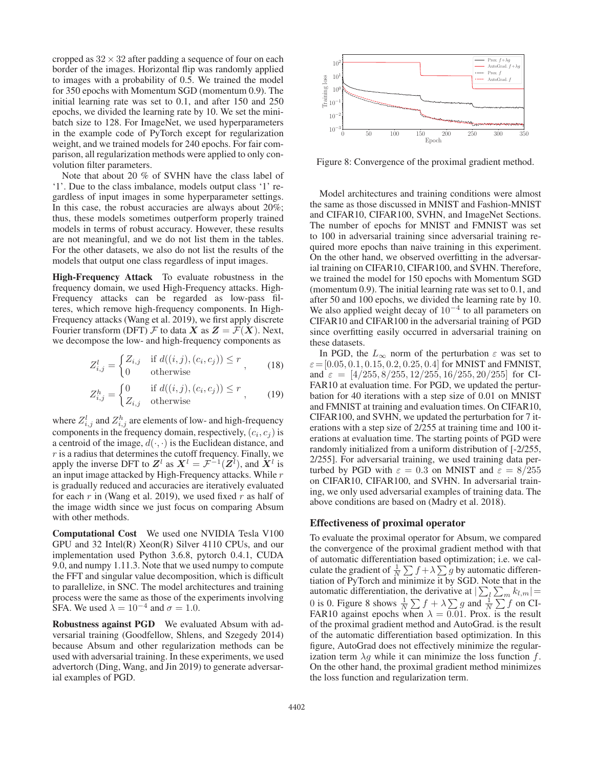cropped as $32 \times 32$ after padding a sequence of four on each border of the images. Horizontal flip was randomly applied to images with a probability of 0.5. We trained the model for 350 epochs with Momentum SGD (momentum 0.9). The initial learning rate was set to 0.1, and after 150 and 250 epochs, we divided the learning rate by 10. We set the mini-batch size to 128. For ImageNet, we used hyperparameters in the example code of PyTorch except for regularization weight, and we trained models for 240 epochs. For fair comparison, all regularization methods were applied to only convolution filter parameters.

Note that about 20 % of SVHN have the class label of '1'. Due to the class imbalance, models output class '1' regardless of input images in some hyperparameter settings. In this case, the robust accuracies are always about 20%; thus, these models sometimes outperform properly trained models in terms of robust accuracy. However, these results are not meaningful, and we do not list them in the tables. For the other datasets, we also do not list the results of the models that output one class regardless of input images.

**High-Frequency Attack** To evaluate robustness in the frequency domain, we used High-Frequency attacks. High-Frequency attacks can be regarded as low-pass filteres, which remove high-frequency components. In High-Frequency attacks (Wang et al. 2019), we first apply discrete Fourier transform (DFT) $\mathcal{F}$ to data $\boldsymbol{X}$ as $\boldsymbol{Z} = \mathcal{F}(\boldsymbol{X})$. Next, we decompose the low- and high-frequency components as

$$Z^l_{i,j} = \begin{cases} Z_{i,j} & \text{if } d((i,j),(c_i,c_j)) \leq r \\ 0 & \text{otherwise} \end{cases}, \tag{18}$$

$$Z^h_{i,j} = \begin{cases} 0 & \text{if } d((i,j),(c_i,c_j)) \leq r \\ Z_{i,j} & \text{otherwise} \end{cases}, \tag{19}$$

where $Z^l_{i,j}$ and $Z^h_{i,j}$ are elements of low- and high-frequency components in the frequency domain, respectively, $(c_i, c_j)$ is a centroid of the image, $d(\cdot,\cdot)$ is the Euclidean distance, and $r$ is a radius that determines the cutoff frequency. Finally, we apply the inverse DFT to $\boldsymbol{Z}^l$ as $\boldsymbol{X}^l = \mathcal{F}^{-1}(\boldsymbol{Z}^l)$, and $\boldsymbol{X}^l$ is an input image attacked by High-Frequency attacks. While $r$ is gradually reduced and accuracies are iteratively evaluated for each $r$ in (Wang et al. 2019), we used fixed $r$ as half of the image width since we just focus on comparing Absum with other methods.

**Computational Cost** We used one NVIDIA Tesla V100 GPU and 32 Intel(R) Xeon(R) Silver 4110 CPUs, and our implementation used Python 3.6.8, pytorch 0.4.1, CUDA 9.0, and numpy 1.11.3. Note that we used numpy to compute the FFT and singular value decomposition, which is difficult to parallelize, in SNC. The model architectures and training process were the same as those of the experiments involving SFA. We used $\lambda = 10^{-4}$ and $\sigma = 1.0$.

**Robustness against PGD** We evaluated Absum with adversarial training (Goodfellow, Shlens, and Szegedy 2014) because Absum and other regularization methods can be used with adversarial training. In these experiments, we used advertorch (Ding, Wang, and Jin 2019) to generate adversarial examples of PGD.

Figure 8: Convergence of the proximal gradient method.

Model architectures and training conditions were almost the same as those discussed in MNIST and Fashion-MNIST and CIFAR10, CIFAR100, SVHN, and ImageNet Sections. The number of epochs for MNIST and FMNIST was set to 100 in adversarial training since adversarial training required more epochs than naive training in this experiment. On the other hand, we observed overfitting in the adversarial training on CIFAR10, CIFAR100, and SVHN. Therefore, we trained the model for 150 epochs with Momentum SGD (momentum 0.9). The initial learning rate was set to 0.1, and after 50 and 100 epochs, we divided the learning rate by 10. We also applied weight decay of $10^{-4}$ to all parameters on CIFAR10 and CIFAR100 in the adversarial training of PGD since overfitting easily occurred in adversarial training on these datasets.

In PGD, the $L_\infty$ norm of the perturbation $\varepsilon$ was set to $\varepsilon = [0.05, 0.1, 0.15, 0.2, 0.25, 0.4]$ for MNIST and FMNIST, and $\varepsilon = [4/255, 8/255, 12/255, 16/255, 20/255]$ for CIFAR10 at evaluation time. For PGD, we updated the perturbation for 40 iterations with a step size of 0.01 on MNIST and FMNIST at training and evaluation times. On CIFAR10, CIFAR100, and SVHN, we updated the perturbation for 7 iterations with a step size of 2/255 at training time and 100 iterations at evaluation time. The starting points of PGD were randomly initialized from a uniform distribution of [-2/255, 2/255]. For adversarial training, we used training data perturbed by PGD with $\varepsilon = 0.3$ on MNIST and $\varepsilon = 8/255$ on CIFAR10, CIFAR100, and SVHN. In adversarial training, we only used adversarial examples of training data. The above conditions are based on (Madry et al. 2018).

## Effectiveness of proximal operator

To evaluate the proximal operator for Absum, we compared the convergence of the proximal gradient method with that of automatic differentiation based optimization; i.e. we calculate the gradient of $\frac{1}{N}\sum f + \lambda \sum g$ by automatic differentiation of PyTorch and minimize it by SGD. Note that in the automatic differentiation, the derivative at $|\sum_l \sum_m k_{l,m}| = 0$ is 0. Figure 8 shows $\frac{1}{N}\sum f + \lambda \sum g$ and $\frac{1}{N}\sum f$ on CIFAR10 against epochs when $\lambda = 0.01$. Prox. is the result of the proximal gradient method and AutoGrad. is the result of the automatic differentiation based optimization. In this figure, AutoGrad does not effectively minimize the regularization term $\lambda g$ while it can minimize the loss function $f$. On the other hand, the proximal gradient method minimizes the loss function and regularization term.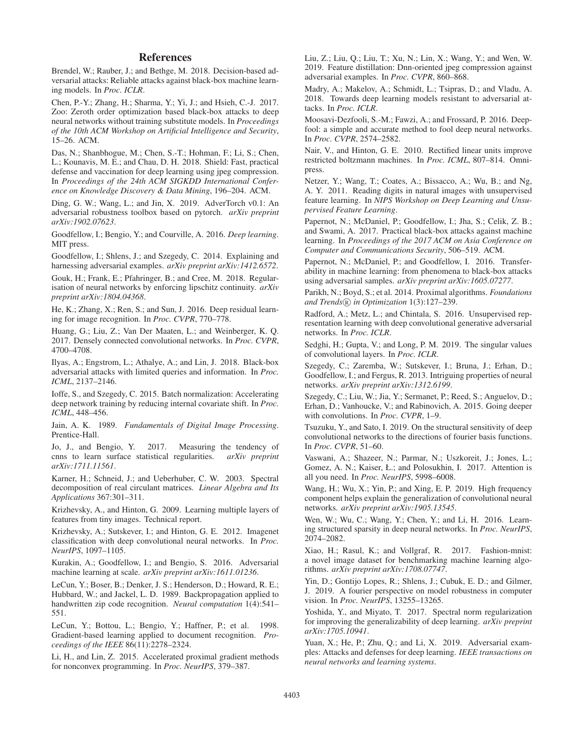## References

Brendel, W.; Rauber, J.; and Bethge, M. 2018. Decision-based adversarial attacks: Reliable attacks against black-box machine learning models. In *Proc. ICLR*.

Chen, P.-Y.; Zhang, H.; Sharma, Y.; Yi, J.; and Hsieh, C.-J. 2017. Zoo: Zeroth order optimization based black-box attacks to deep neural networks without training substitute models. In *Proceedings of the 10th ACM Workshop on Artificial Intelligence and Security*, 15–26. ACM.

Das, N.; Shanbhogue, M.; Chen, S.-T.; Hohman, F.; Li, S.; Chen, L.; Kounavis, M. E.; and Chau, D. H. 2018. Shield: Fast, practical defense and vaccination for deep learning using jpeg compression. In *Proceedings of the 24th ACM SIGKDD International Conference on Knowledge Discovery & Data Mining*, 196–204. ACM.

Ding, G. W.; Wang, L.; and Jin, X. 2019. AdverTorch v0.1: An adversarial robustness toolbox based on pytorch. *arXiv preprint arXiv:1902.07623*.

Goodfellow, I.; Bengio, Y.; and Courville, A. 2016. *Deep learning*. MIT press.

Goodfellow, I.; Shlens, J.; and Szegedy, C. 2014. Explaining and harnessing adversarial examples. *arXiv preprint arXiv:1412.6572*.

Gouk, H.; Frank, E.; Pfahringer, B.; and Cree, M. 2018. Regularisation of neural networks by enforcing lipschitz continuity. *arXiv preprint arXiv:1804.04368*.

He, K.; Zhang, X.; Ren, S.; and Sun, J. 2016. Deep residual learning for image recognition. In *Proc. CVPR*, 770–778.

Huang, G.; Liu, Z.; Van Der Maaten, L.; and Weinberger, K. Q. 2017. Densely connected convolutional networks. In *Proc. CVPR*, 4700–4708.

Ilyas, A.; Engstrom, L.; Athalye, A.; and Lin, J. 2018. Black-box adversarial attacks with limited queries and information. In *Proc. ICML*, 2137–2146.

Ioffe, S., and Szegedy, C. 2015. Batch normalization: Accelerating deep network training by reducing internal covariate shift. In *Proc. ICML*, 448–456.

Jain, A. K. 1989. *Fundamentals of Digital Image Processing*. Prentice-Hall.

Jo, J., and Bengio, Y. 2017. Measuring the tendency of cnns to learn surface statistical regularities. *arXiv preprint arXiv:1711.11561*.

Karner, H.; Schneid, J.; and Ueberhuber, C. W. 2003. Spectral decomposition of real circulant matrices. *Linear Algebra and Its Applications* 367:301–311.

Krizhevsky, A., and Hinton, G. 2009. Learning multiple layers of features from tiny images. Technical report.

Krizhevsky, A.; Sutskever, I.; and Hinton, G. E. 2012. Imagenet classification with deep convolutional neural networks. In *Proc. NeurIPS*, 1097–1105.

Kurakin, A.; Goodfellow, I.; and Bengio, S. 2016. Adversarial machine learning at scale. *arXiv preprint arXiv:1611.01236*.

LeCun, Y.; Boser, B.; Denker, J. S.; Henderson, D.; Howard, R. E.; Hubbard, W.; and Jackel, L. D. 1989. Backpropagation applied to handwritten zip code recognition. *Neural computation* 1(4):541–551.

LeCun, Y.; Bottou, L.; Bengio, Y.; Haffner, P.; et al. 1998. Gradient-based learning applied to document recognition. *Proceedings of the IEEE* 86(11):2278–2324.

Li, H., and Lin, Z. 2015. Accelerated proximal gradient methods for nonconvex programming. In *Proc. NeurIPS*, 379–387.

Liu, Z.; Liu, Q.; Liu, T.; Xu, N.; Lin, X.; Wang, Y.; and Wen, W. 2019. Feature distillation: Dnn-oriented jpeg compression against adversarial examples. In *Proc. CVPR*, 860–868.

Madry, A.; Makelov, A.; Schmidt, L.; Tsipras, D.; and Vladu, A. 2018. Towards deep learning models resistant to adversarial attacks. In *Proc. ICLR*.

Moosavi-Dezfooli, S.-M.; Fawzi, A.; and Frossard, P. 2016. Deepfool: a simple and accurate method to fool deep neural networks. In *Proc. CVPR*, 2574–2582.

Nair, V., and Hinton, G. E. 2010. Rectified linear units improve restricted boltzmann machines. In *Proc. ICML*, 807–814. Omnipress.

Netzer, Y.; Wang, T.; Coates, A.; Bissacco, A.; Wu, B.; and Ng, A. Y. 2011. Reading digits in natural images with unsupervised feature learning. In *NIPS Workshop on Deep Learning and Unsupervised Feature Learning*.

Papernot, N.; McDaniel, P.; Goodfellow, I.; Jha, S.; Celik, Z. B.; and Swami, A. 2017. Practical black-box attacks against machine learning. In *Proceedings of the 2017 ACM on Asia Conference on Computer and Communications Security*, 506–519. ACM.

Papernot, N.; McDaniel, P.; and Goodfellow, I. 2016. Transferability in machine learning: from phenomena to black-box attacks using adversarial samples. *arXiv preprint arXiv:1605.07277*.

Parikh, N.; Boyd, S.; et al. 2014. Proximal algorithms. *Foundations and Trends® in Optimization* 1(3):127–239.

Radford, A.; Metz, L.; and Chintala, S. 2016. Unsupervised representation learning with deep convolutional generative adversarial networks. In *Proc. ICLR*.

Sedghi, H.; Gupta, V.; and Long, P. M. 2019. The singular values of convolutional layers. In *Proc. ICLR*.

Szegedy, C.; Zaremba, W.; Sutskever, I.; Bruna, J.; Erhan, D.; Goodfellow, I.; and Fergus, R. 2013. Intriguing properties of neural networks. *arXiv preprint arXiv:1312.6199*.

Szegedy, C.; Liu, W.; Jia, Y.; Sermanet, P.; Reed, S.; Anguelov, D.; Erhan, D.; Vanhoucke, V.; and Rabinovich, A. 2015. Going deeper with convolutions. In *Proc. CVPR*, 1–9.

Tsuzuku, Y., and Sato, I. 2019. On the structural sensitivity of deep convolutional networks to the directions of fourier basis functions. In *Proc. CVPR*, 51–60.

Vaswani, A.; Shazeer, N.; Parmar, N.; Uszkoreit, J.; Jones, L.; Gomez, A. N.; Kaiser, Ł.; and Polosukhin, I. 2017. Attention is all you need. In *Proc. NeurIPS*, 5998–6008.

Wang, H.; Wu, X.; Yin, P.; and Xing, E. P. 2019. High frequency component helps explain the generalization of convolutional neural networks. *arXiv preprint arXiv:1905.13545*.

Wen, W.; Wu, C.; Wang, Y.; Chen, Y.; and Li, H. 2016. Learning structured sparsity in deep neural networks. In *Proc. NeurIPS*, 2074–2082.

Xiao, H.; Rasul, K.; and Vollgraf, R. 2017. Fashion-mnist: a novel image dataset for benchmarking machine learning algorithms. *arXiv preprint arXiv:1708.07747*.

Yin, D.; Gontijo Lopes, R.; Shlens, J.; Cubuk, E. D.; and Gilmer, J. 2019. A fourier perspective on model robustness in computer vision. In *Proc. NeurIPS*, 13255–13265.

Yoshida, Y., and Miyato, T. 2017. Spectral norm regularization for improving the generalizability of deep learning. *arXiv preprint arXiv:1705.10941*.

Yuan, X.; He, P.; Zhu, Q.; and Li, X. 2019. Adversarial examples: Attacks and defenses for deep learning. *IEEE transactions on neural networks and learning systems*.